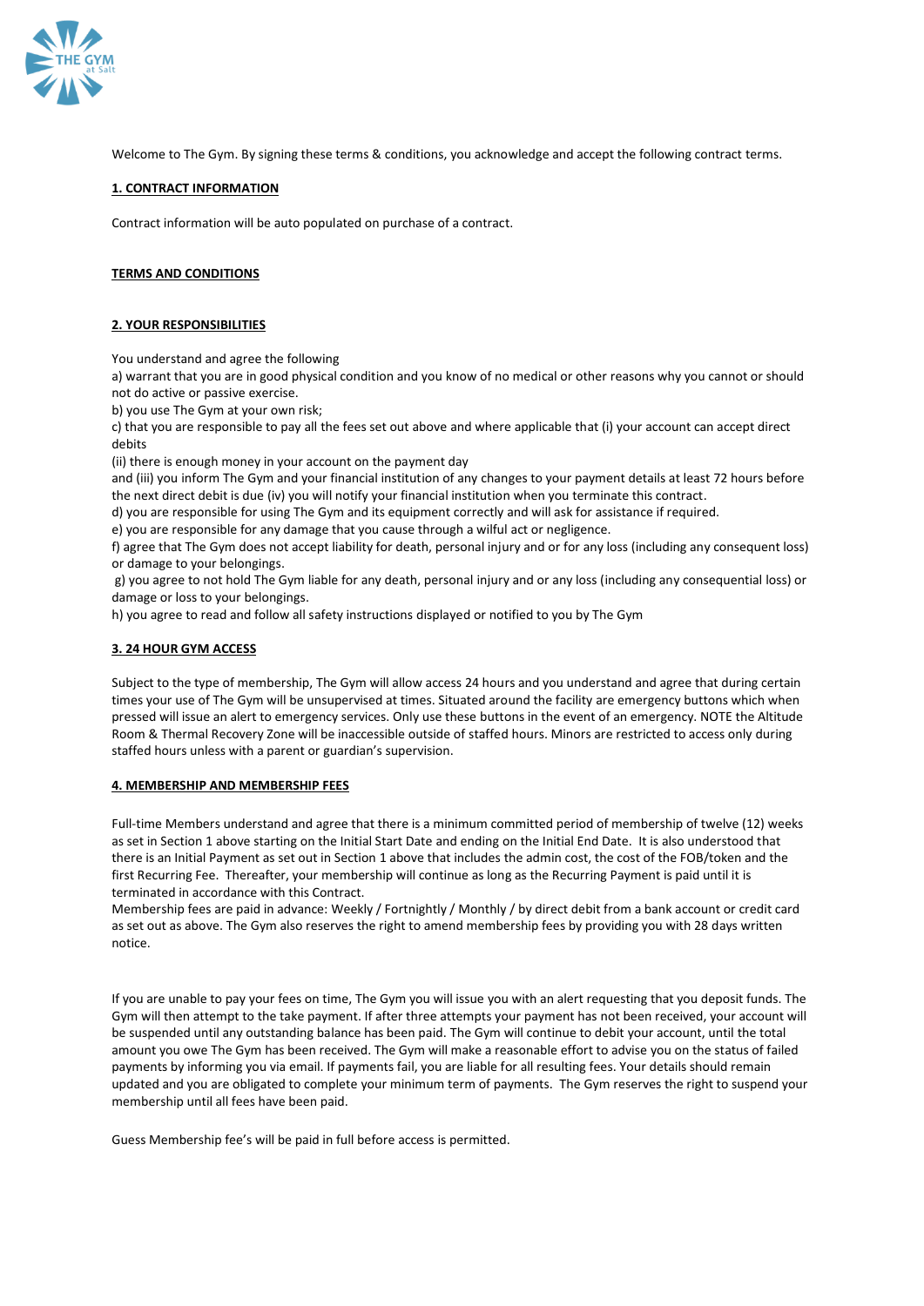Welcome to The Gym. By signing these terms & conditions, you acknowledge and accept the following contract terms.

**1. CONTRACT INFORMATION**

Contract information will be auto populated on purchase of a contract.

**TERMS AND CONDITIONS**

**2. YOUR RESPONSIBILITIES**

You understand and agree the following
a) warrant that you are in good physical condition and you know of no medical or other reasons why you cannot or should not do active or passive exercise.
b) you use The Gym at your own risk;
c) that you are responsible to pay all the fees set out above and where applicable that (i) your account can accept direct debits
(ii) there is enough money in your account on the payment day
and (iii) you inform The Gym and your financial institution of any changes to your payment details at least 72 hours before the next direct debit is due (iv) you will notify your financial institution when you terminate this contract.
d) you are responsible for using The Gym and its equipment correctly and will ask for assistance if required.
e) you are responsible for any damage that you cause through a wilful act or negligence.
f) agree that The Gym does not accept liability for death, personal injury and or for any loss (including any consequent loss) or damage to your belongings.
g) you agree to not hold The Gym liable for any death, personal injury and or any loss (including any consequential loss) or damage or loss to your belongings.
h) you agree to read and follow all safety instructions displayed or notified to you by The Gym

**3. 24 HOUR GYM ACCESS**

Subject to the type of membership, The Gym will allow access 24 hours and you understand and agree that during certain times your use of The Gym will be unsupervised at times. Situated around the facility are emergency buttons which when pressed will issue an alert to emergency services. Only use these buttons in the event of an emergency. NOTE the Altitude Room & Thermal Recovery Zone will be inaccessible outside of staffed hours. Minors are restricted to access only during staffed hours unless with a parent or guardian's supervision.

**4. MEMBERSHIP AND MEMBERSHIP FEES**

Full-time Members understand and agree that there is a minimum committed period of membership of twelve (12) weeks as set in Section 1 above starting on the Initial Start Date and ending on the Initial End Date. It is also understood that there is an Initial Payment as set out in Section 1 above that includes the admin cost, the cost of the FOB/token and the first Recurring Fee. Thereafter, your membership will continue as long as the Recurring Payment is paid until it is terminated in accordance with this Contract.
Membership fees are paid in advance: Weekly / Fortnightly / Monthly / by direct debit from a bank account or credit card as set out as above. The Gym also reserves the right to amend membership fees by providing you with 28 days written notice.

If you are unable to pay your fees on time, The Gym you will issue you with an alert requesting that you deposit funds. The Gym will then attempt to the take payment. If after three attempts your payment has not been received, your account will be suspended until any outstanding balance has been paid. The Gym will continue to debit your account, until the total amount you owe The Gym has been received. The Gym will make a reasonable effort to advise you on the status of failed payments by informing you via email. If payments fail, you are liable for all resulting fees. Your details should remain updated and you are obligated to complete your minimum term of payments. The Gym reserves the right to suspend your membership until all fees have been paid.

Guess Membership fee's will be paid in full before access is permitted.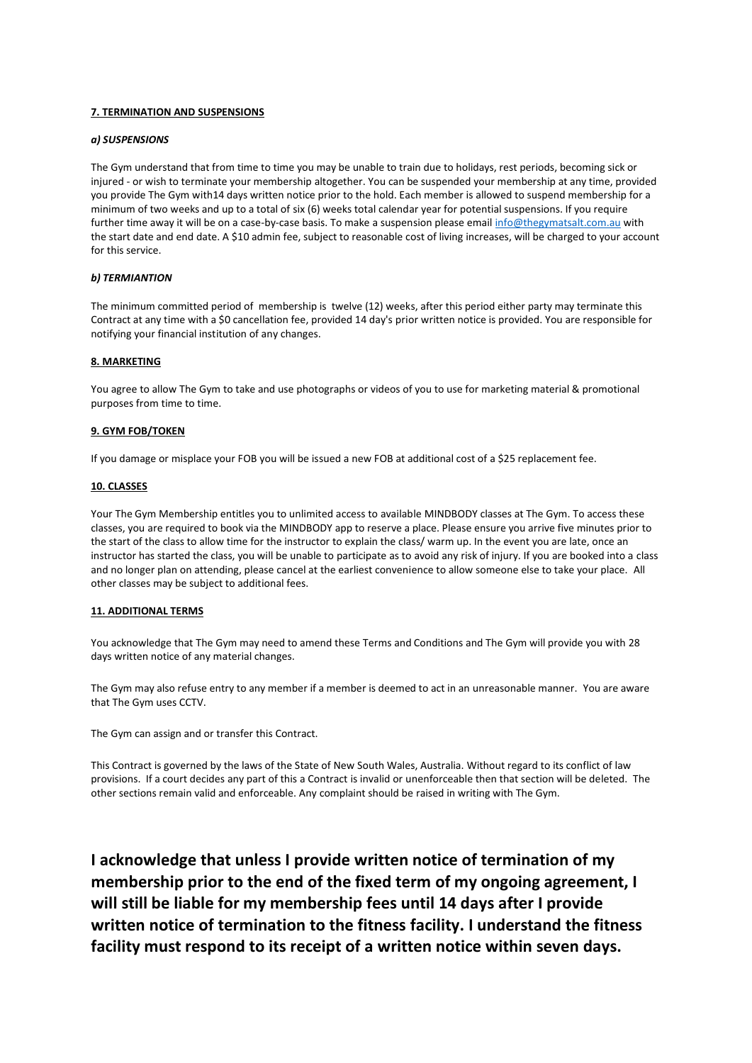**7. TERMINATION AND SUSPENSIONS**

***a) SUSPENSIONS***

The Gym understand that from time to time you may be unable to train due to holidays, rest periods, becoming sick or injured - or wish to terminate your membership altogether. You can be suspended your membership at any time, provided you provide The Gym with14 days written notice prior to the hold. Each member is allowed to suspend membership for a minimum of two weeks and up to a total of six (6) weeks total calendar year for potential suspensions. If you require further time away it will be on a case-by-case basis. To make a suspension please email info@thegymatsalt.com.au with the start date and end date. A $10 admin fee, subject to reasonable cost of living increases, will be charged to your account for this service.

***b) TERMIANTION***

The minimum committed period of membership is twelve (12) weeks, after this period either party may terminate this Contract at any time with a $0 cancellation fee, provided 14 day's prior written notice is provided. You are responsible for notifying your financial institution of any changes.

**8. MARKETING**

You agree to allow The Gym to take and use photographs or videos of you to use for marketing material & promotional purposes from time to time.

**9. GYM FOB/TOKEN**

If you damage or misplace your FOB you will be issued a new FOB at additional cost of a $25 replacement fee.

**10. CLASSES**

Your The Gym Membership entitles you to unlimited access to available MINDBODY classes at The Gym. To access these classes, you are required to book via the MINDBODY app to reserve a place. Please ensure you arrive five minutes prior to the start of the class to allow time for the instructor to explain the class/ warm up. In the event you are late, once an instructor has started the class, you will be unable to participate as to avoid any risk of injury. If you are booked into a class and no longer plan on attending, please cancel at the earliest convenience to allow someone else to take your place. All other classes may be subject to additional fees.

**11. ADDITIONAL TERMS**

You acknowledge that The Gym may need to amend these Terms and Conditions and The Gym will provide you with 28 days written notice of any material changes.

The Gym may also refuse entry to any member if a member is deemed to act in an unreasonable manner. You are aware that The Gym uses CCTV.

The Gym can assign and or transfer this Contract.

This Contract is governed by the laws of the State of New South Wales, Australia. Without regard to its conflict of law provisions. If a court decides any part of this a Contract is invalid or unenforceable then that section will be deleted. The other sections remain valid and enforceable. Any complaint should be raised in writing with The Gym.

**I acknowledge that unless I provide written notice of termination of my membership prior to the end of the fixed term of my ongoing agreement, I will still be liable for my membership fees until 14 days after I provide written notice of termination to the fitness facility. I understand the fitness facility must respond to its receipt of a written notice within seven days.**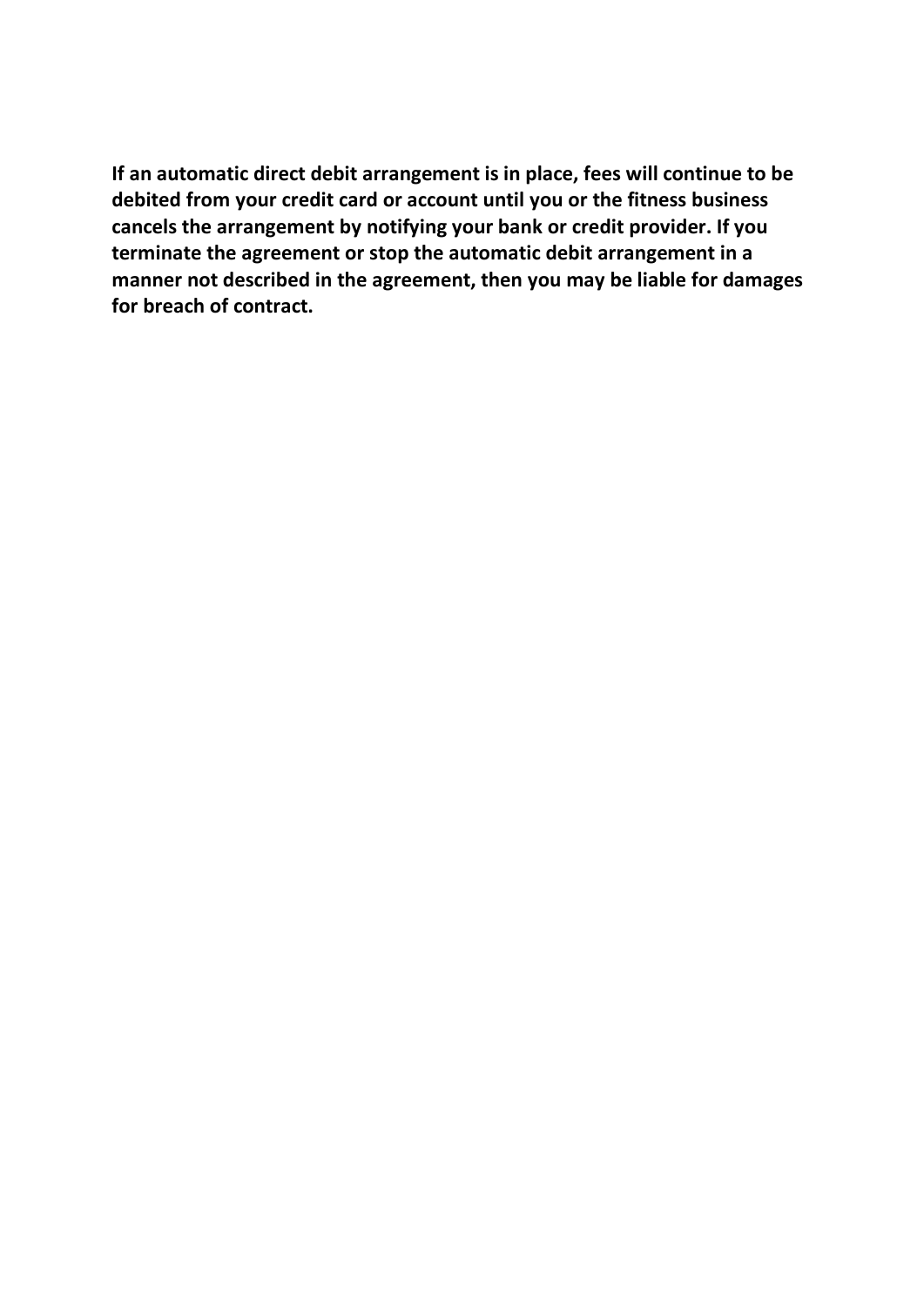**If an automatic direct debit arrangement is in place, fees will continue to be debited from your credit card or account until you or the fitness business cancels the arrangement by notifying your bank or credit provider. If you terminate the agreement or stop the automatic debit arrangement in a manner not described in the agreement, then you may be liable for damages for breach of contract.**